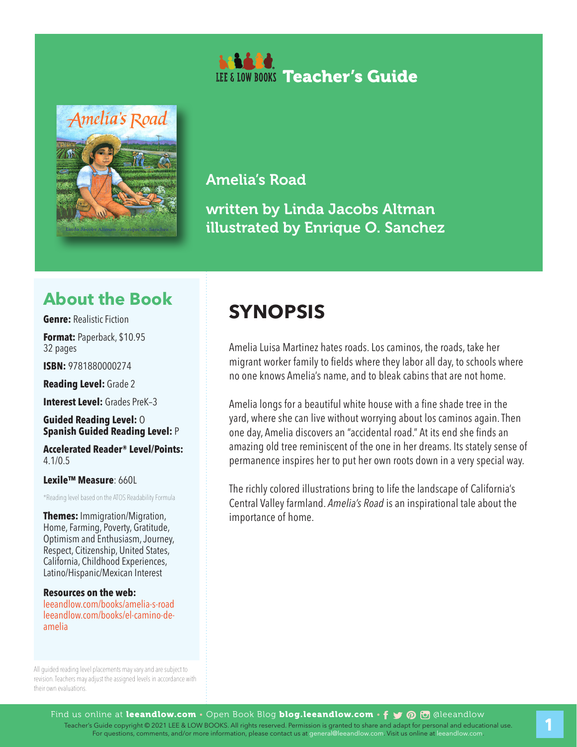LEE & LOW BOOKS **Teacher's Guide**

# Amelia's Road

written by Linda Jacobs Altman
illustrated by Enrique O. Sanchez

## About the Book

**Genre:** Realistic Fiction

**Format:** Paperback, $10.95
32 pages

**ISBN:** 9781880000274

**Reading Level:** Grade 2

**Interest Level:** Grades PreK–3

**Guided Reading Level:** O
**Spanish Guided Reading Level:** P

**Accelerated Reader® Level/Points:** 4.1/0.5

**Lexile™ Measure**: 660L

*Reading level based on the ATOS Readability Formula

**Themes:** Immigration/Migration, Home, Farming, Poverty, Gratitude, Optimism and Enthusiasm, Journey, Respect, Citizenship, United States, California, Childhood Experiences, Latino/Hispanic/Mexican Interest

**Resources on the web:**
leeandlow.com/books/amelia-s-road
leeandlow.com/books/el-camino-de-amelia

All guided reading level placements may vary and are subject to revision. Teachers may adjust the assigned levels in accordance with their own evaluations.

## SYNOPSIS

Amelia Luisa Martinez hates roads. Los caminos, the roads, take her migrant worker family to fields where they labor all day, to schools where no one knows Amelia's name, and to bleak cabins that are not home.

Amelia longs for a beautiful white house with a fine shade tree in the yard, where she can live without worrying about los caminos again. Then one day, Amelia discovers an "accidental road." At its end she finds an amazing old tree reminiscent of the one in her dreams. Its stately sense of permanence inspires her to put her own roots down in a very special way.

The richly colored illustrations bring to life the landscape of California's Central Valley farmland. *Amelia's Road* is an inspirational tale about the importance of home.

Find us online at **leeandlow.com** • Open Book Blog **blog.leeandlow.com** • @leeandlow

Teacher's Guide copyright © 2021 LEE & LOW BOOKS. All rights reserved. Permission is granted to share and adapt for personal and educational use. For questions, comments, and/or more information, please contact us at general@leeandlow.com. Visit us online at leeandlow.com.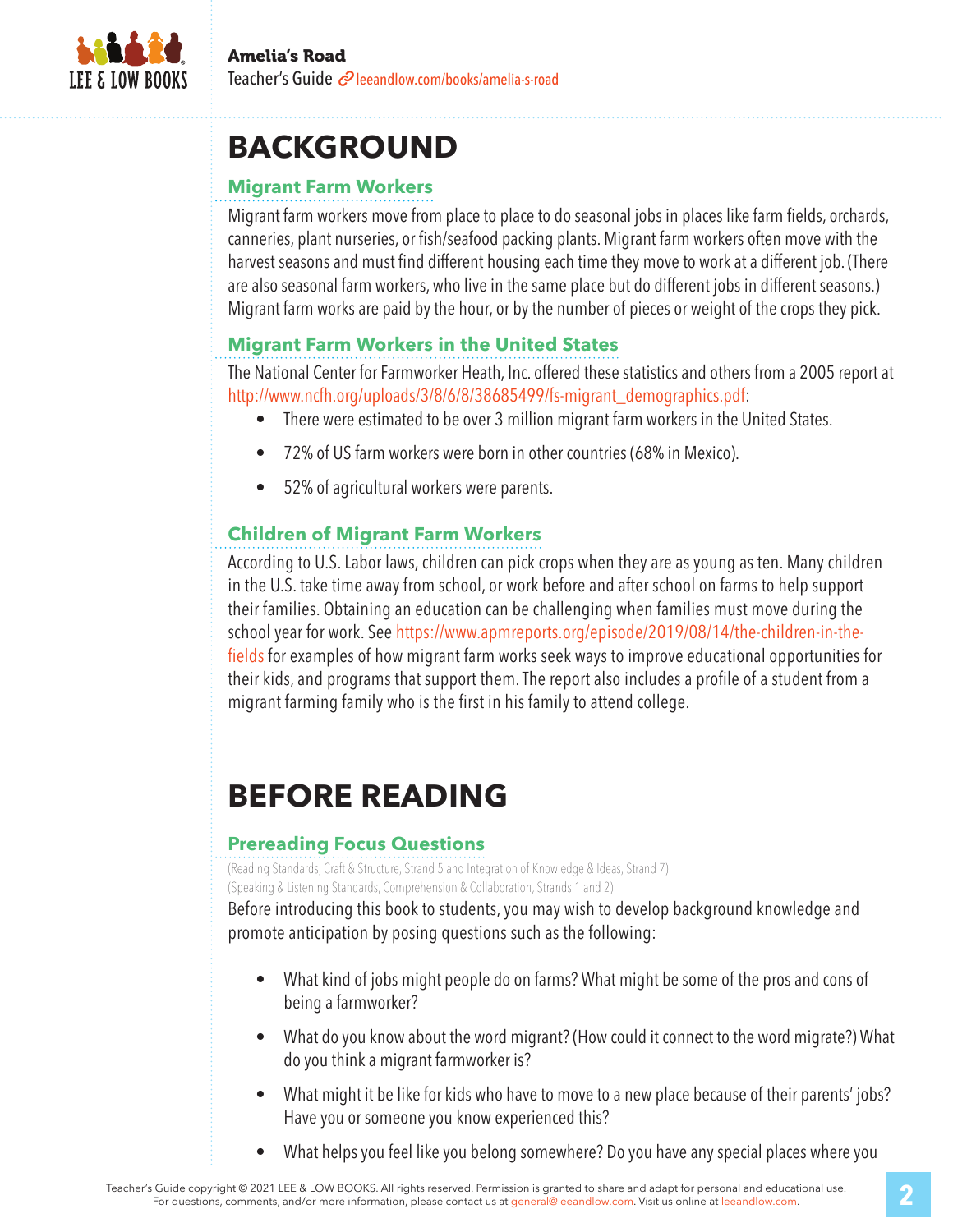# BACKGROUND

## Migrant Farm Workers

Migrant farm workers move from place to place to do seasonal jobs in places like farm fields, orchards, canneries, plant nurseries, or fish/seafood packing plants. Migrant farm workers often move with the harvest seasons and must find different housing each time they move to work at a different job. (There are also seasonal farm workers, who live in the same place but do different jobs in different seasons.) Migrant farm works are paid by the hour, or by the number of pieces or weight of the crops they pick.

## Migrant Farm Workers in the United States

The National Center for Farmworker Heath, Inc. offered these statistics and others from a 2005 report at http://www.ncfh.org/uploads/3/8/6/8/38685499/fs-migrant_demographics.pdf:

- There were estimated to be over 3 million migrant farm workers in the United States.
- 72% of US farm workers were born in other countries (68% in Mexico).
- 52% of agricultural workers were parents.

## Children of Migrant Farm Workers

According to U.S. Labor laws, children can pick crops when they are as young as ten. Many children in the U.S. take time away from school, or work before and after school on farms to help support their families. Obtaining an education can be challenging when families must move during the school year for work. See https://www.apmreports.org/episode/2019/08/14/the-children-in-the-fields for examples of how migrant farm works seek ways to improve educational opportunities for their kids, and programs that support them. The report also includes a profile of a student from a migrant farming family who is the first in his family to attend college.

# BEFORE READING

## Prereading Focus Questions

(Reading Standards, Craft & Structure, Strand 5 and Integration of Knowledge & Ideas, Strand 7)
(Speaking & Listening Standards, Comprehension & Collaboration, Strands 1 and 2)

Before introducing this book to students, you may wish to develop background knowledge and promote anticipation by posing questions such as the following:

- What kind of jobs might people do on farms? What might be some of the pros and cons of being a farmworker?
- What do you know about the word migrant? (How could it connect to the word migrate?) What do you think a migrant farmworker is?
- What might it be like for kids who have to move to a new place because of their parents' jobs? Have you or someone you know experienced this?
- What helps you feel like you belong somewhere? Do you have any special places where you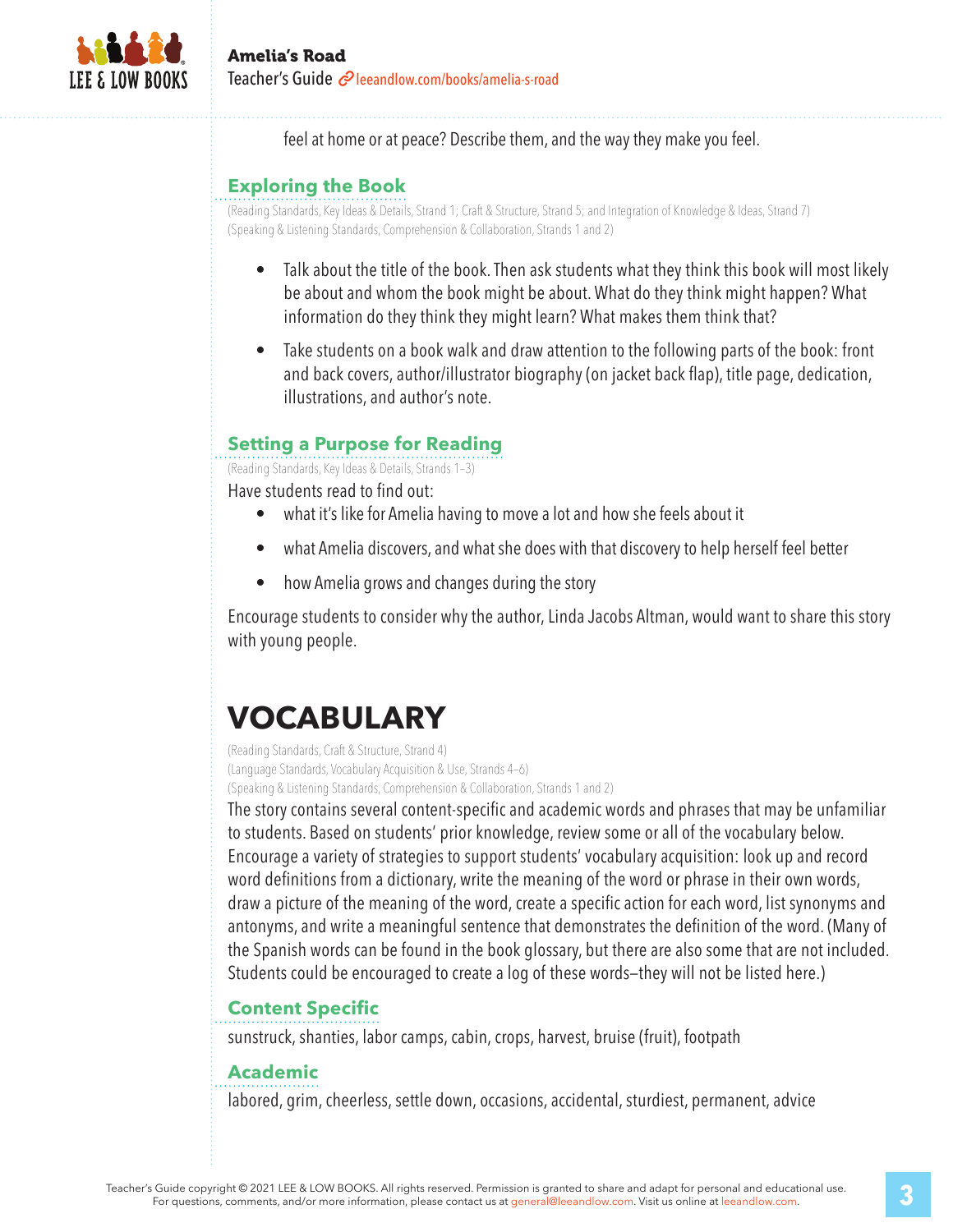feel at home or at peace? Describe them, and the way they make you feel.

### Exploring the Book

(Reading Standards, Key Ideas & Details, Strand 1; Craft & Structure, Strand 5; and Integration of Knowledge & Ideas, Strand 7)
(Speaking & Listening Standards, Comprehension & Collaboration, Strands 1 and 2)

- Talk about the title of the book. Then ask students what they think this book will most likely be about and whom the book might be about. What do they think might happen? What information do they think they might learn? What makes them think that?
- Take students on a book walk and draw attention to the following parts of the book: front and back covers, author/illustrator biography (on jacket back flap), title page, dedication, illustrations, and author's note.

### Setting a Purpose for Reading

(Reading Standards, Key Ideas & Details, Strands 1–3)

Have students read to find out:

- what it's like for Amelia having to move a lot and how she feels about it
- what Amelia discovers, and what she does with that discovery to help herself feel better
- how Amelia grows and changes during the story

Encourage students to consider why the author, Linda Jacobs Altman, would want to share this story with young people.

## VOCABULARY

(Reading Standards, Craft & Structure, Strand 4)
(Language Standards, Vocabulary Acquisition & Use, Strands 4–6)
(Speaking & Listening Standards, Comprehension & Collaboration, Strands 1 and 2)

The story contains several content-specific and academic words and phrases that may be unfamiliar to students. Based on students' prior knowledge, review some or all of the vocabulary below. Encourage a variety of strategies to support students' vocabulary acquisition: look up and record word definitions from a dictionary, write the meaning of the word or phrase in their own words, draw a picture of the meaning of the word, create a specific action for each word, list synonyms and antonyms, and write a meaningful sentence that demonstrates the definition of the word. (Many of the Spanish words can be found in the book glossary, but there are also some that are not included. Students could be encouraged to create a log of these words—they will not be listed here.)

### Content Specific

sunstruck, shanties, labor camps, cabin, crops, harvest, bruise (fruit), footpath

### Academic

labored, grim, cheerless, settle down, occasions, accidental, sturdiest, permanent, advice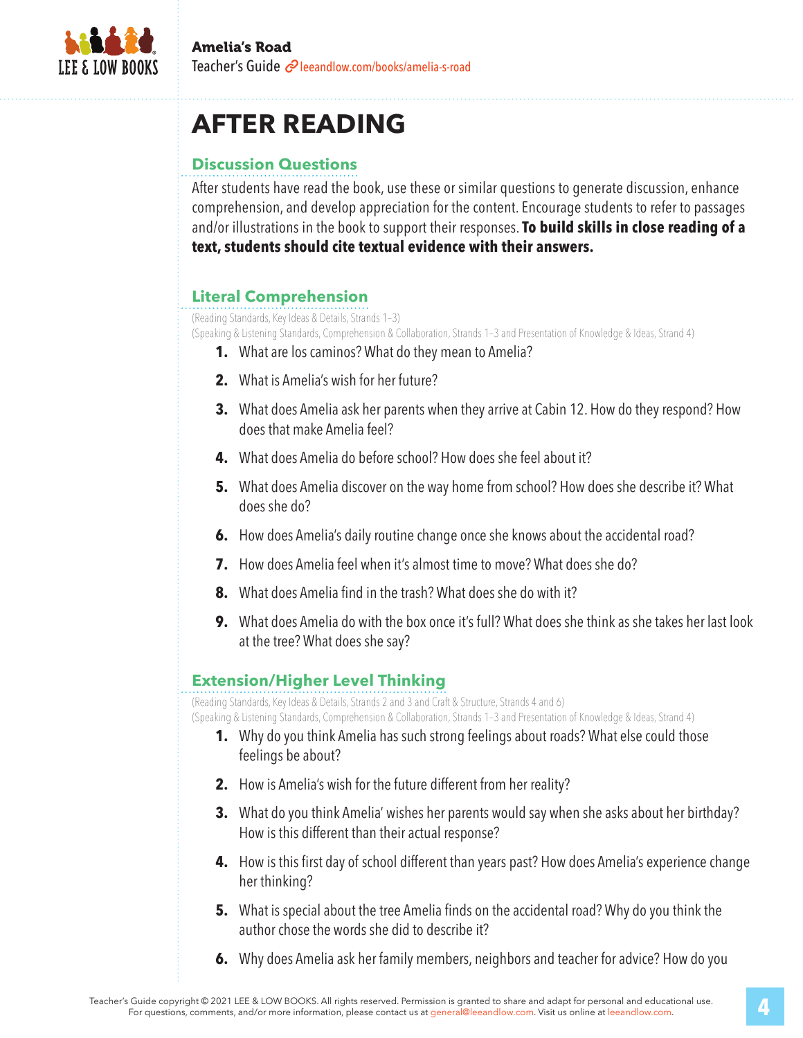# AFTER READING

## Discussion Questions

After students have read the book, use these or similar questions to generate discussion, enhance comprehension, and develop appreciation for the content. Encourage students to refer to passages and/or illustrations in the book to support their responses. **To build skills in close reading of a text, students should cite textual evidence with their answers.**

### Literal Comprehension

(Reading Standards, Key Ideas & Details, Strands 1–3)
(Speaking & Listening Standards, Comprehension & Collaboration, Strands 1–3 and Presentation of Knowledge & Ideas, Strand 4)

1. What are los caminos? What do they mean to Amelia?
2. What is Amelia's wish for her future?
3. What does Amelia ask her parents when they arrive at Cabin 12. How do they respond? How does that make Amelia feel?
4. What does Amelia do before school? How does she feel about it?
5. What does Amelia discover on the way home from school? How does she describe it? What does she do?
6. How does Amelia's daily routine change once she knows about the accidental road?
7. How does Amelia feel when it's almost time to move? What does she do?
8. What does Amelia find in the trash? What does she do with it?
9. What does Amelia do with the box once it's full? What does she think as she takes her last look at the tree? What does she say?

### Extension/Higher Level Thinking

(Reading Standards, Key Ideas & Details, Strands 2 and 3 and Craft & Structure, Strands 4 and 6)
(Speaking & Listening Standards, Comprehension & Collaboration, Strands 1–3 and Presentation of Knowledge & Ideas, Strand 4)

1. Why do you think Amelia has such strong feelings about roads? What else could those feelings be about?
2. How is Amelia's wish for the future different from her reality?
3. What do you think Amelia' wishes her parents would say when she asks about her birthday? How is this different than their actual response?
4. How is this first day of school different than years past? How does Amelia's experience change her thinking?
5. What is special about the tree Amelia finds on the accidental road? Why do you think the author chose the words she did to describe it?
6. Why does Amelia ask her family members, neighbors and teacher for advice? How do you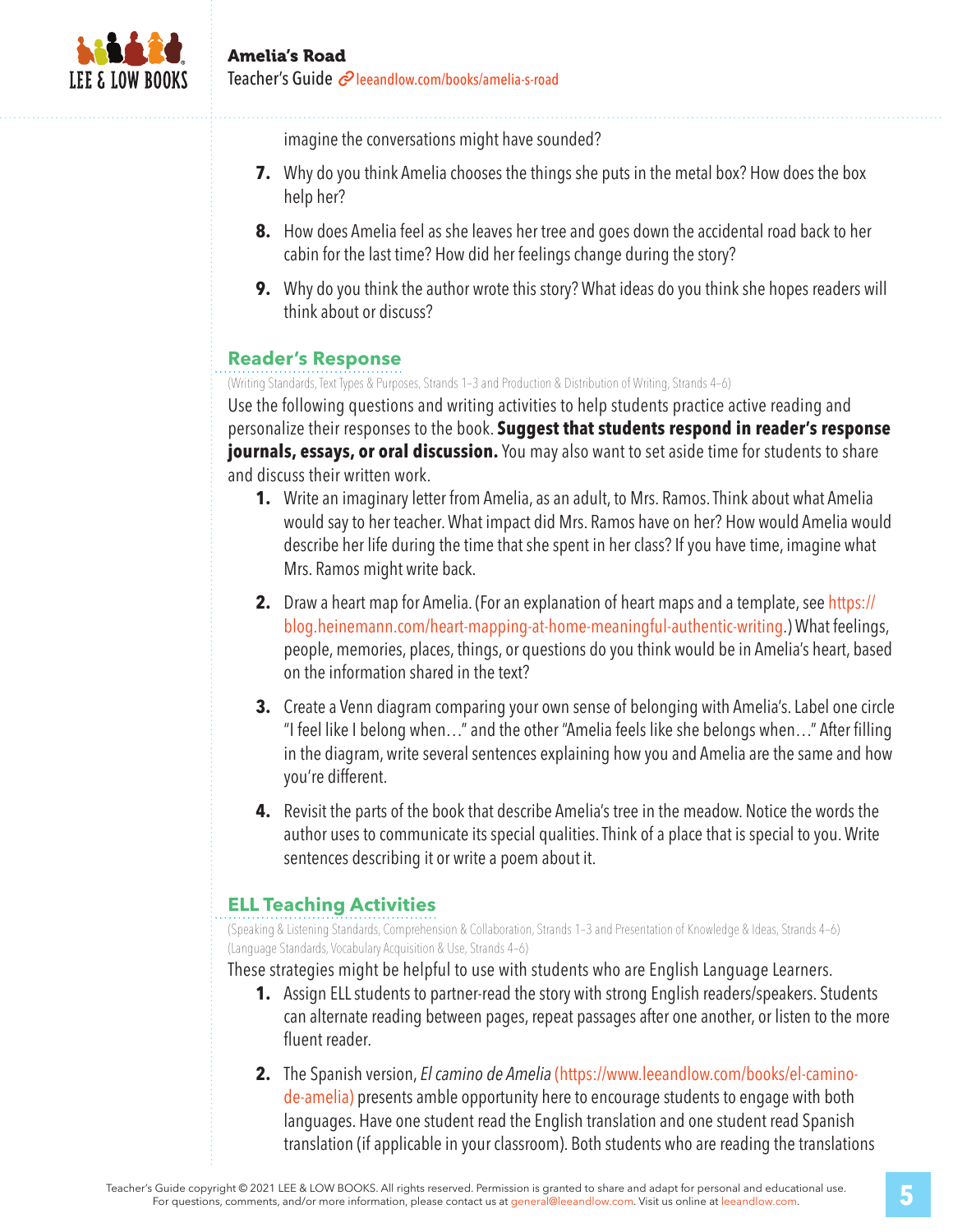imagine the conversations might have sounded?

7. Why do you think Amelia chooses the things she puts in the metal box? How does the box help her?

8. How does Amelia feel as she leaves her tree and goes down the accidental road back to her cabin for the last time? How did her feelings change during the story?

9. Why do you think the author wrote this story? What ideas do you think she hopes readers will think about or discuss?

## Reader's Response

(Writing Standards, Text Types & Purposes, Strands 1–3 and Production & Distribution of Writing, Strands 4–6)

Use the following questions and writing activities to help students practice active reading and personalize their responses to the book. **Suggest that students respond in reader's response journals, essays, or oral discussion.** You may also want to set aside time for students to share and discuss their written work.

1. Write an imaginary letter from Amelia, as an adult, to Mrs. Ramos. Think about what Amelia would say to her teacher. What impact did Mrs. Ramos have on her? How would Amelia would describe her life during the time that she spent in her class? If you have time, imagine what Mrs. Ramos might write back.

2. Draw a heart map for Amelia. (For an explanation of heart maps and a template, see https://blog.heinemann.com/heart-mapping-at-home-meaningful-authentic-writing.) What feelings, people, memories, places, things, or questions do you think would be in Amelia's heart, based on the information shared in the text?

3. Create a Venn diagram comparing your own sense of belonging with Amelia's. Label one circle "I feel like I belong when…" and the other "Amelia feels like she belongs when…" After filling in the diagram, write several sentences explaining how you and Amelia are the same and how you're different.

4. Revisit the parts of the book that describe Amelia's tree in the meadow. Notice the words the author uses to communicate its special qualities. Think of a place that is special to you. Write sentences describing it or write a poem about it.

## ELL Teaching Activities

(Speaking & Listening Standards, Comprehension & Collaboration, Strands 1–3 and Presentation of Knowledge & Ideas, Strands 4–6)
(Language Standards, Vocabulary Acquisition & Use, Strands 4–6)

These strategies might be helpful to use with students who are English Language Learners.

1. Assign ELL students to partner-read the story with strong English readers/speakers. Students can alternate reading between pages, repeat passages after one another, or listen to the more fluent reader.

2. The Spanish version, *El camino de Amelia* (https://www.leeandlow.com/books/el-camino-de-amelia) presents amble opportunity here to encourage students to engage with both languages. Have one student read the English translation and one student read Spanish translation (if applicable in your classroom). Both students who are reading the translations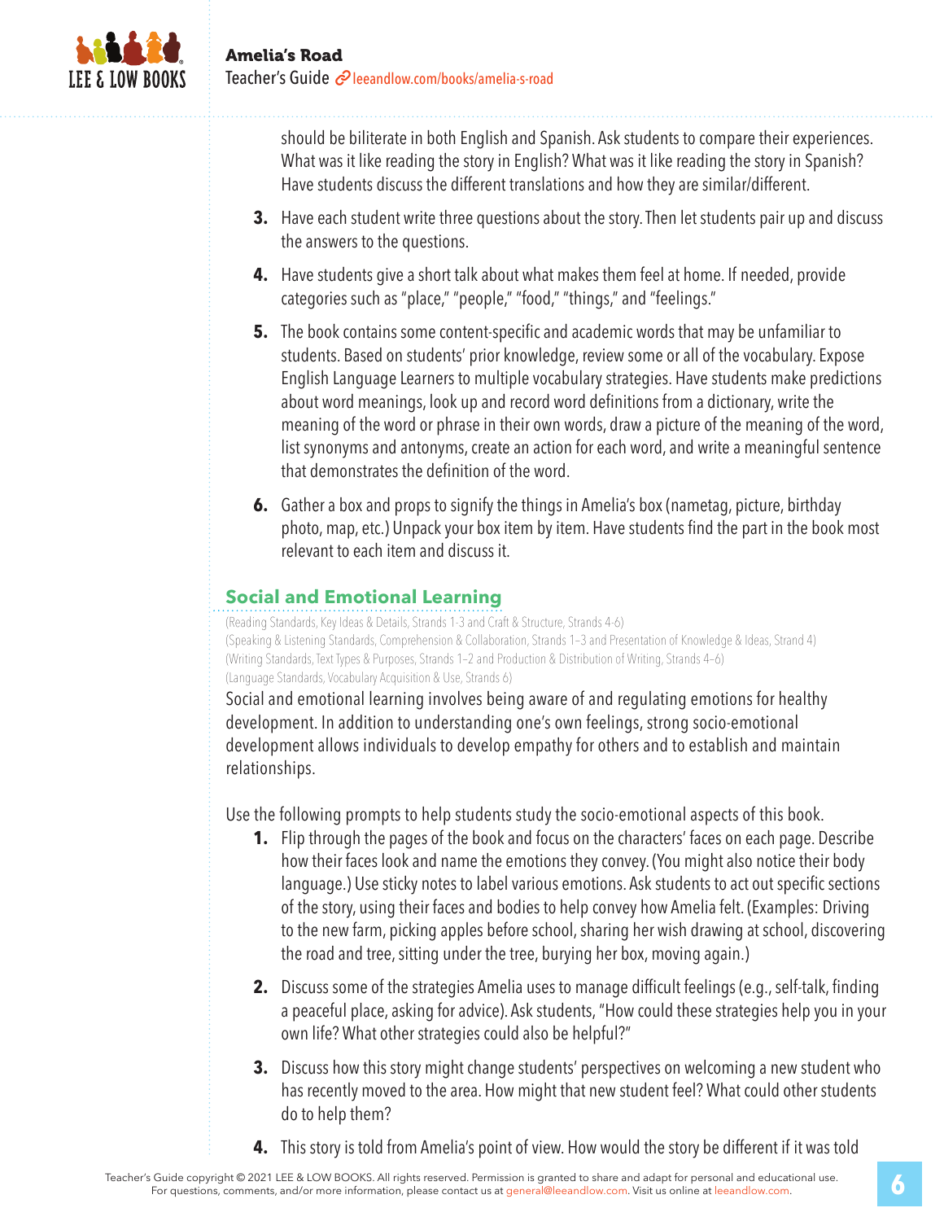should be biliterate in both English and Spanish. Ask students to compare their experiences. What was it like reading the story in English? What was it like reading the story in Spanish? Have students discuss the different translations and how they are similar/different.

3. Have each student write three questions about the story. Then let students pair up and discuss the answers to the questions.

4. Have students give a short talk about what makes them feel at home. If needed, provide categories such as "place," "people," "food," "things," and "feelings."

5. The book contains some content-specific and academic words that may be unfamiliar to students. Based on students' prior knowledge, review some or all of the vocabulary. Expose English Language Learners to multiple vocabulary strategies. Have students make predictions about word meanings, look up and record word definitions from a dictionary, write the meaning of the word or phrase in their own words, draw a picture of the meaning of the word, list synonyms and antonyms, create an action for each word, and write a meaningful sentence that demonstrates the definition of the word.

6. Gather a box and props to signify the things in Amelia's box (nametag, picture, birthday photo, map, etc.) Unpack your box item by item. Have students find the part in the book most relevant to each item and discuss it.

## Social and Emotional Learning

(Reading Standards, Key Ideas & Details, Strands 1-3 and Craft & Structure, Strands 4-6)
(Speaking & Listening Standards, Comprehension & Collaboration, Strands 1–3 and Presentation of Knowledge & Ideas, Strand 4)
(Writing Standards, Text Types & Purposes, Strands 1–2 and Production & Distribution of Writing, Strands 4–6)
(Language Standards, Vocabulary Acquisition & Use, Strands 6)

Social and emotional learning involves being aware of and regulating emotions for healthy development. In addition to understanding one's own feelings, strong socio-emotional development allows individuals to develop empathy for others and to establish and maintain relationships.

Use the following prompts to help students study the socio-emotional aspects of this book.

1. Flip through the pages of the book and focus on the characters' faces on each page. Describe how their faces look and name the emotions they convey. (You might also notice their body language.) Use sticky notes to label various emotions. Ask students to act out specific sections of the story, using their faces and bodies to help convey how Amelia felt. (Examples: Driving to the new farm, picking apples before school, sharing her wish drawing at school, discovering the road and tree, sitting under the tree, burying her box, moving again.)

2. Discuss some of the strategies Amelia uses to manage difficult feelings (e.g., self-talk, finding a peaceful place, asking for advice). Ask students, "How could these strategies help you in your own life? What other strategies could also be helpful?"

3. Discuss how this story might change students' perspectives on welcoming a new student who has recently moved to the area. How might that new student feel? What could other students do to help them?

4. This story is told from Amelia's point of view. How would the story be different if it was told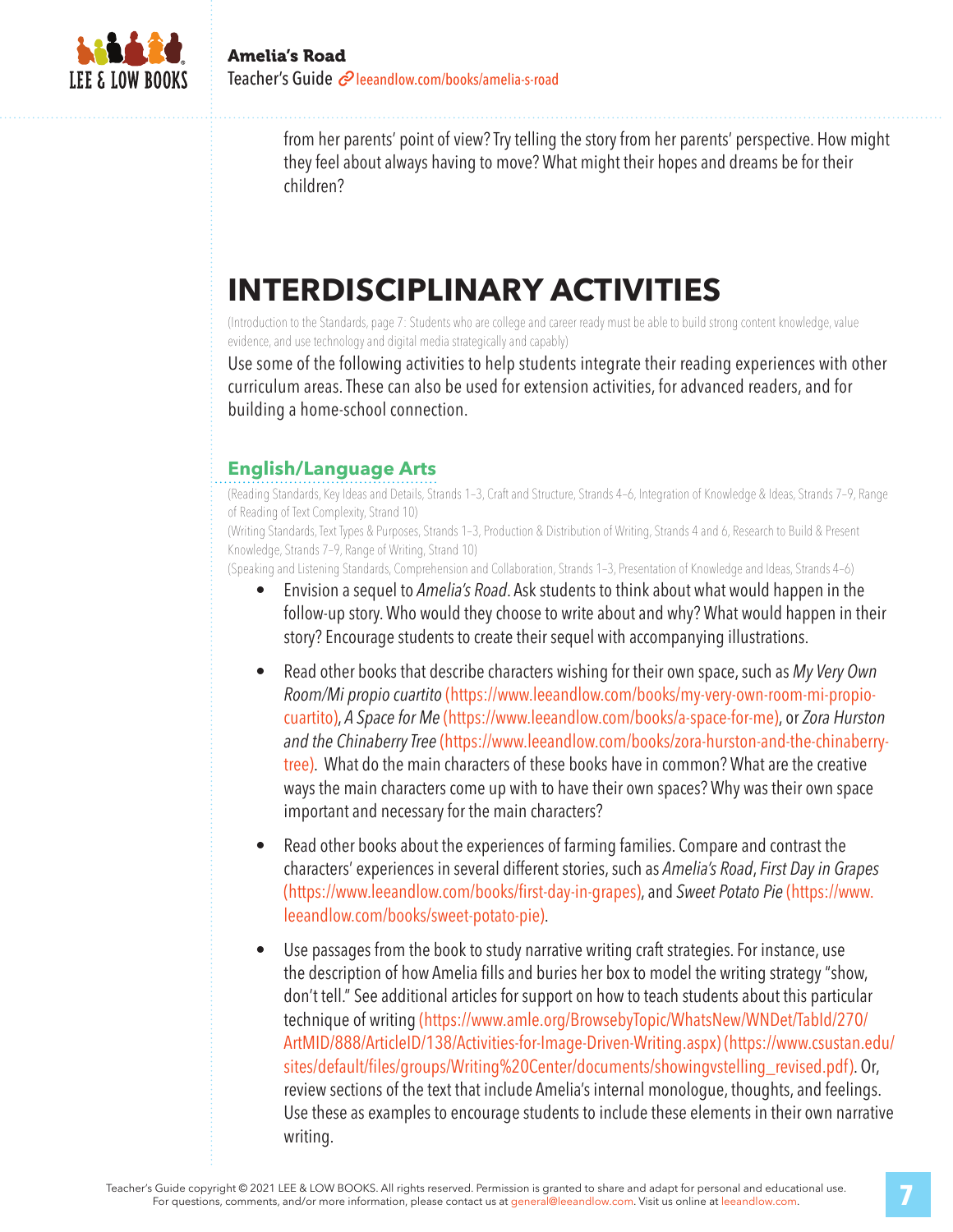from her parents' point of view? Try telling the story from her parents' perspective. How might they feel about always having to move? What might their hopes and dreams be for their children?

# INTERDISCIPLINARY ACTIVITIES

(Introduction to the Standards, page 7: Students who are college and career ready must be able to build strong content knowledge, value evidence, and use technology and digital media strategically and capably)

Use some of the following activities to help students integrate their reading experiences with other curriculum areas. These can also be used for extension activities, for advanced readers, and for building a home-school connection.

## English/Language Arts

(Reading Standards, Key Ideas and Details, Strands 1–3, Craft and Structure, Strands 4–6, Integration of Knowledge & Ideas, Strands 7–9, Range of Reading of Text Complexity, Strand 10)

(Writing Standards, Text Types & Purposes, Strands 1–3, Production & Distribution of Writing, Strands 4 and 6, Research to Build & Present Knowledge, Strands 7–9, Range of Writing, Strand 10)

(Speaking and Listening Standards, Comprehension and Collaboration, Strands 1–3, Presentation of Knowledge and Ideas, Strands 4–6)

- Envision a sequel to *Amelia's Road*. Ask students to think about what would happen in the follow-up story. Who would they choose to write about and why? What would happen in their story? Encourage students to create their sequel with accompanying illustrations.
- Read other books that describe characters wishing for their own space, such as *My Very Own Room/Mi propio cuartito* (https://www.leeandlow.com/books/my-very-own-room-mi-propio-cuartito), *A Space for Me* (https://www.leeandlow.com/books/a-space-for-me), or *Zora Hurston and the Chinaberry Tree* (https://www.leeandlow.com/books/zora-hurston-and-the-chinaberry-tree). What do the main characters of these books have in common? What are the creative ways the main characters come up with to have their own spaces? Why was their own space important and necessary for the main characters?
- Read other books about the experiences of farming families. Compare and contrast the characters' experiences in several different stories, such as *Amelia's Road*, *First Day in Grapes* (https://www.leeandlow.com/books/first-day-in-grapes), and *Sweet Potato Pie* (https://www.leeandlow.com/books/sweet-potato-pie).
- Use passages from the book to study narrative writing craft strategies. For instance, use the description of how Amelia fills and buries her box to model the writing strategy "show, don't tell." See additional articles for support on how to teach students about this particular technique of writing (https://www.amle.org/BrowsebyTopic/WhatsNew/WNDet/TabId/270/ArtMID/888/ArticleID/138/Activities-for-Image-Driven-Writing.aspx) (https://www.csustan.edu/sites/default/files/groups/Writing%20Center/documents/showingvstelling_revised.pdf). Or, review sections of the text that include Amelia's internal monologue, thoughts, and feelings. Use these as examples to encourage students to include these elements in their own narrative writing.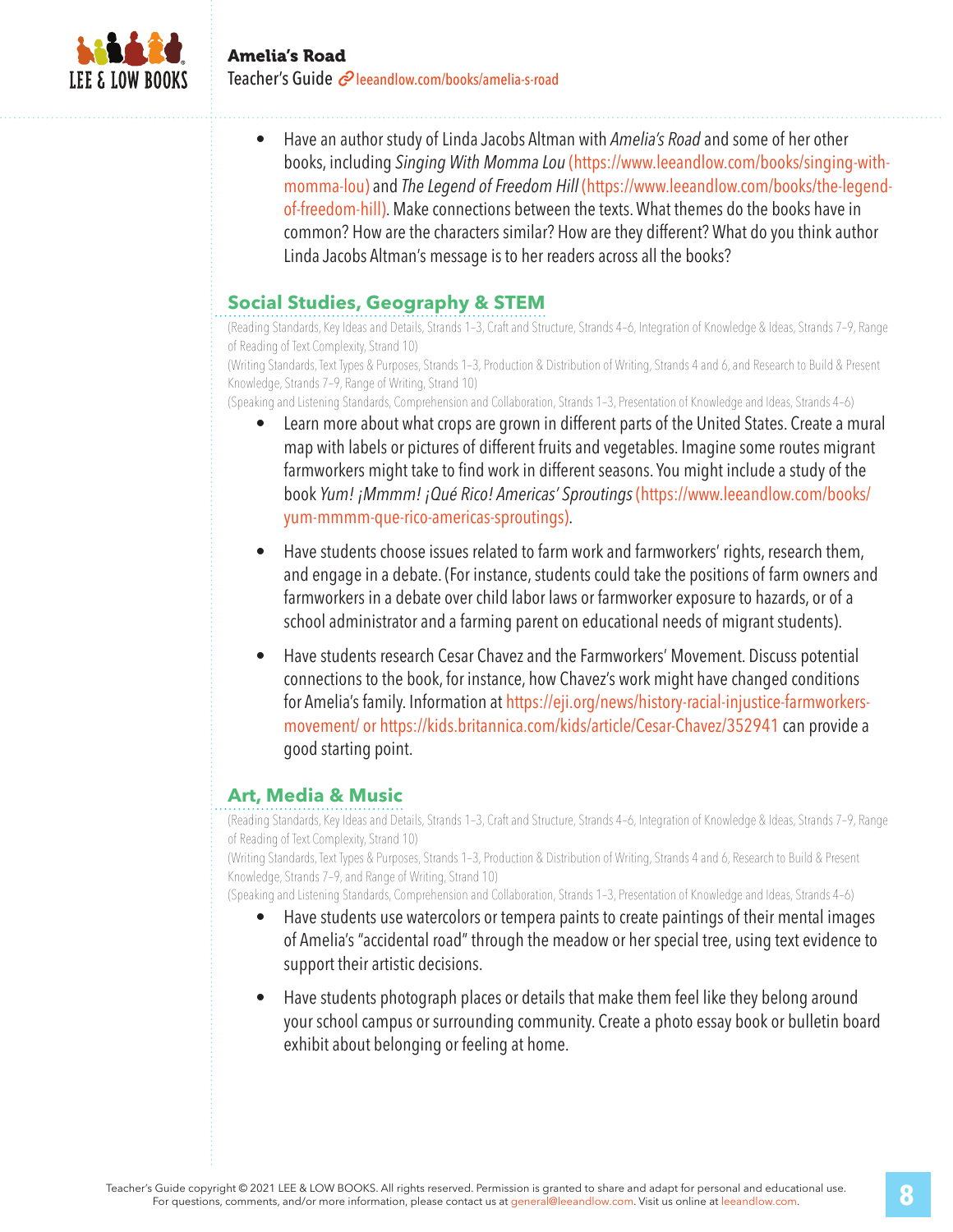- Have an author study of Linda Jacobs Altman with *Amelia's Road* and some of her other books, including *Singing With Momma Lou* (https://www.leeandlow.com/books/singing-with-momma-lou) and *The Legend of Freedom Hill* (https://www.leeandlow.com/books/the-legend-of-freedom-hill). Make connections between the texts. What themes do the books have in common? How are the characters similar? How are they different? What do you think author Linda Jacobs Altman's message is to her readers across all the books?

## Social Studies, Geography & STEM

(Reading Standards, Key Ideas and Details, Strands 1–3, Craft and Structure, Strands 4–6, Integration of Knowledge & Ideas, Strands 7–9, Range of Reading of Text Complexity, Strand 10)
(Writing Standards, Text Types & Purposes, Strands 1–3, Production & Distribution of Writing, Strands 4 and 6, and Research to Build & Present Knowledge, Strands 7–9, Range of Writing, Strand 10)
(Speaking and Listening Standards, Comprehension and Collaboration, Strands 1–3, Presentation of Knowledge and Ideas, Strands 4–6)

- Learn more about what crops are grown in different parts of the United States. Create a mural map with labels or pictures of different fruits and vegetables. Imagine some routes migrant farmworkers might take to find work in different seasons. You might include a study of the book *Yum! ¡Mmmm! ¡Qué Rico! Americas' Sproutings* (https://www.leeandlow.com/books/yum-mmmm-que-rico-americas-sproutings).

- Have students choose issues related to farm work and farmworkers' rights, research them, and engage in a debate. (For instance, students could take the positions of farm owners and farmworkers in a debate over child labor laws or farmworker exposure to hazards, or of a school administrator and a farming parent on educational needs of migrant students).

- Have students research Cesar Chavez and the Farmworkers' Movement. Discuss potential connections to the book, for instance, how Chavez's work might have changed conditions for Amelia's family. Information at https://eji.org/news/history-racial-injustice-farmworkers-movement/ or https://kids.britannica.com/kids/article/Cesar-Chavez/352941 can provide a good starting point.

## Art, Media & Music

(Reading Standards, Key Ideas and Details, Strands 1–3, Craft and Structure, Strands 4–6, Integration of Knowledge & Ideas, Strands 7–9, Range of Reading of Text Complexity, Strand 10)
(Writing Standards, Text Types & Purposes, Strands 1–3, Production & Distribution of Writing, Strands 4 and 6, Research to Build & Present Knowledge, Strands 7–9, and Range of Writing, Strand 10)
(Speaking and Listening Standards, Comprehension and Collaboration, Strands 1–3, Presentation of Knowledge and Ideas, Strands 4–6)

- Have students use watercolors or tempera paints to create paintings of their mental images of Amelia's "accidental road" through the meadow or her special tree, using text evidence to support their artistic decisions.

- Have students photograph places or details that make them feel like they belong around your school campus or surrounding community. Create a photo essay book or bulletin board exhibit about belonging or feeling at home.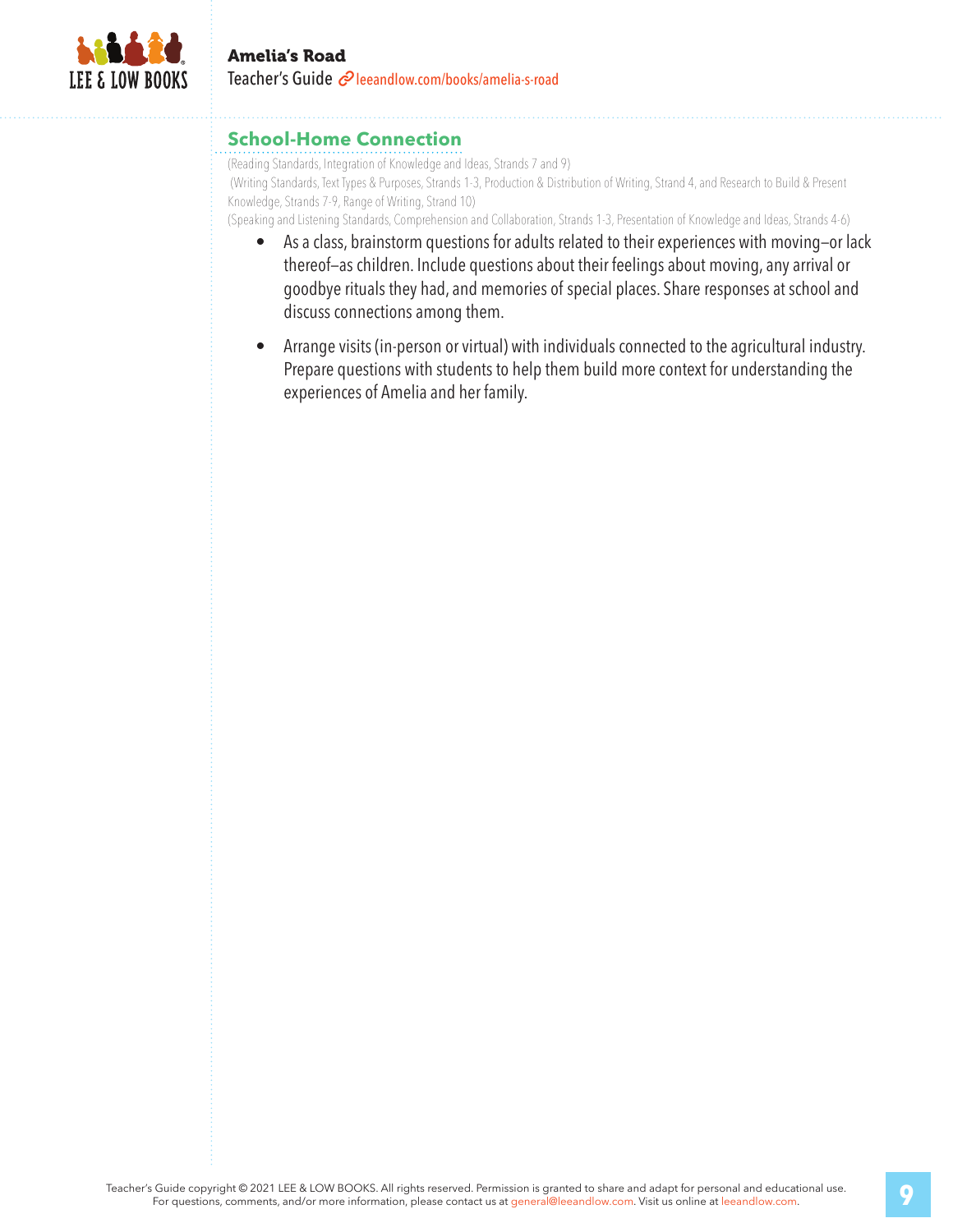## School-Home Connection

(Reading Standards, Integration of Knowledge and Ideas, Strands 7 and 9)
(Writing Standards, Text Types & Purposes, Strands 1-3, Production & Distribution of Writing, Strand 4, and Research to Build & Present Knowledge, Strands 7-9, Range of Writing, Strand 10)
(Speaking and Listening Standards, Comprehension and Collaboration, Strands 1-3, Presentation of Knowledge and Ideas, Strands 4-6)

- As a class, brainstorm questions for adults related to their experiences with moving—or lack thereof—as children. Include questions about their feelings about moving, any arrival or goodbye rituals they had, and memories of special places. Share responses at school and discuss connections among them.
- Arrange visits (in-person or virtual) with individuals connected to the agricultural industry. Prepare questions with students to help them build more context for understanding the experiences of Amelia and her family.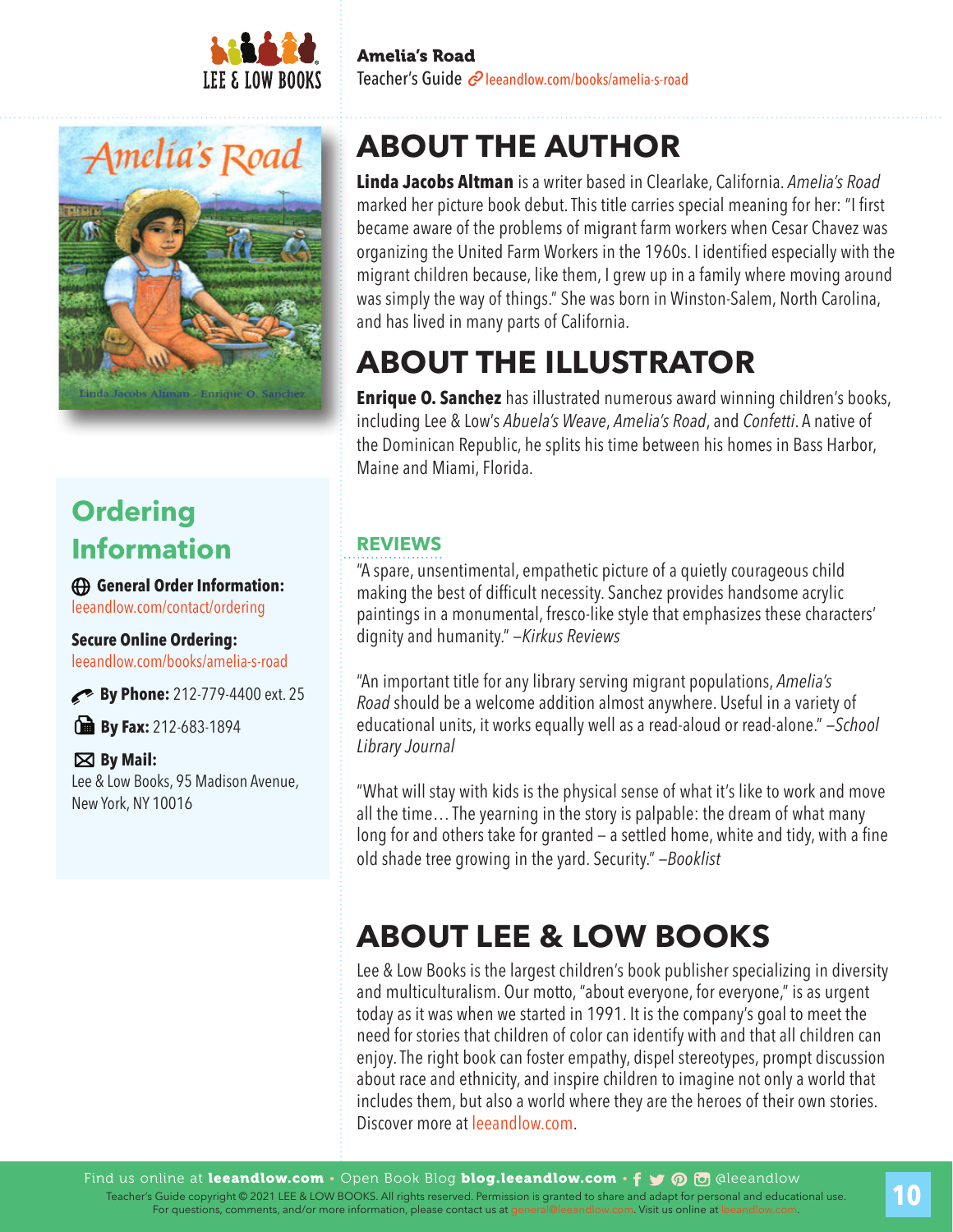## ABOUT THE AUTHOR

**Linda Jacobs Altman** is a writer based in Clearlake, California. *Amelia's Road* marked her picture book debut. This title carries special meaning for her: "I first became aware of the problems of migrant farm workers when Cesar Chavez was organizing the United Farm Workers in the 1960s. I identified especially with the migrant children because, like them, I grew up in a family where moving around was simply the way of things." She was born in Winston-Salem, North Carolina, and has lived in many parts of California.

## ABOUT THE ILLUSTRATOR

**Enrique O. Sanchez** has illustrated numerous award winning children's books, including Lee & Low's *Abuela's Weave*, *Amelia's Road*, and *Confetti*. A native of the Dominican Republic, he splits his time between his homes in Bass Harbor, Maine and Miami, Florida.

## Ordering Information

**General Order Information:** leeandlow.com/contact/ordering

**Secure Online Ordering:** leeandlow.com/books/amelia-s-road

**By Phone:** 212-779-4400 ext. 25

**By Fax:** 212-683-1894

**By Mail:**
Lee & Low Books, 95 Madison Avenue, New York, NY 10016

### REVIEWS

"A spare, unsentimental, empathetic picture of a quietly courageous child making the best of difficult necessity. Sanchez provides handsome acrylic paintings in a monumental, fresco-like style that emphasizes these characters' dignity and humanity." –*Kirkus Reviews*

"An important title for any library serving migrant populations, *Amelia's Road* should be a welcome addition almost anywhere. Useful in a variety of educational units, it works equally well as a read-aloud or read-alone." –*School Library Journal*

"What will stay with kids is the physical sense of what it's like to work and move all the time… The yearning in the story is palpable: the dream of what many long for and others take for granted – a settled home, white and tidy, with a fine old shade tree growing in the yard. Security." –*Booklist*

## ABOUT LEE & LOW BOOKS

Lee & Low Books is the largest children's book publisher specializing in diversity and multiculturalism. Our motto, "about everyone, for everyone," is as urgent today as it was when we started in 1991. It is the company's goal to meet the need for stories that children of color can identify with and that all children can enjoy. The right book can foster empathy, dispel stereotypes, prompt discussion about race and ethnicity, and inspire children to imagine not only a world that includes them, but also a world where they are the heroes of their own stories. Discover more at leeandlow.com.

Find us online at **leeandlow.com** • Open Book Blog **blog.leeandlow.com** • @leeandlow

Teacher's Guide copyright © 2021 LEE & LOW BOOKS. All rights reserved. Permission is granted to share and adapt for personal and educational use. For questions, comments, and/or more information, please contact us at general@leeandlow.com. Visit us online at leeandlow.com.